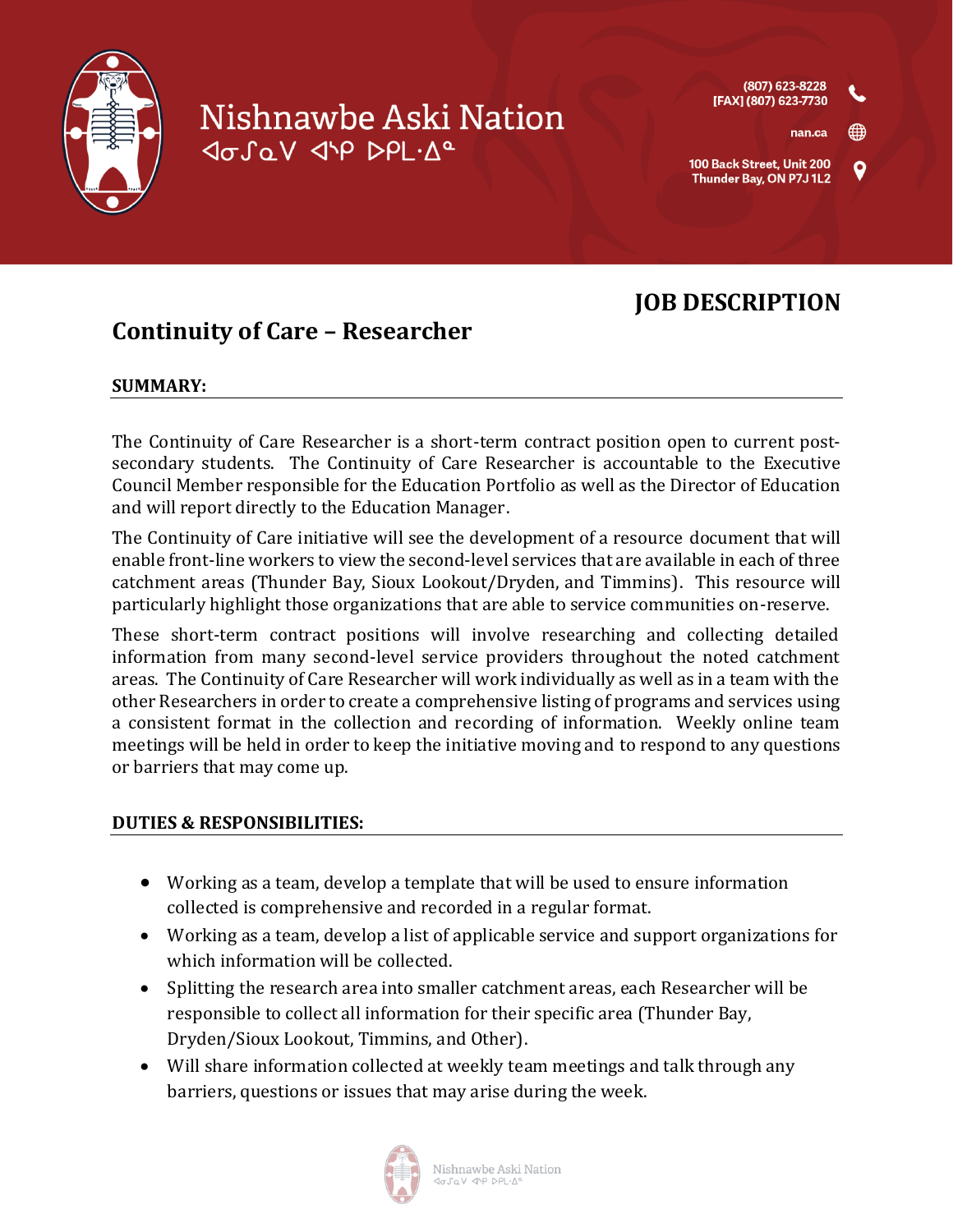# Nishnawbe Aski Nation

ᐊᓂᔑᓇᐯ ᐊᐢᑭ ᐅᑭᒪᐧᐃᐣ

(807) 623-8228
[FAX] (807) 623-7730

nan.ca

100 Back Street, Unit 200
Thunder Bay, ON P7J 1L2

## JOB DESCRIPTION

# Continuity of Care – Researcher

**SUMMARY:**

The Continuity of Care Researcher is a short-term contract position open to current post-secondary students. The Continuity of Care Researcher is accountable to the Executive Council Member responsible for the Education Portfolio as well as the Director of Education and will report directly to the Education Manager.

The Continuity of Care initiative will see the development of a resource document that will enable front-line workers to view the second-level services that are available in each of three catchment areas (Thunder Bay, Sioux Lookout/Dryden, and Timmins). This resource will particularly highlight those organizations that are able to service communities on-reserve.

These short-term contract positions will involve researching and collecting detailed information from many second-level service providers throughout the noted catchment areas. The Continuity of Care Researcher will work individually as well as in a team with the other Researchers in order to create a comprehensive listing of programs and services using a consistent format in the collection and recording of information. Weekly online team meetings will be held in order to keep the initiative moving and to respond to any questions or barriers that may come up.

**DUTIES & RESPONSIBILITIES:**

- Working as a team, develop a template that will be used to ensure information collected is comprehensive and recorded in a regular format.
- Working as a team, develop a list of applicable service and support organizations for which information will be collected.
- Splitting the research area into smaller catchment areas, each Researcher will be responsible to collect all information for their specific area (Thunder Bay, Dryden/Sioux Lookout, Timmins, and Other).
- Will share information collected at weekly team meetings and talk through any barriers, questions or issues that may arise during the week.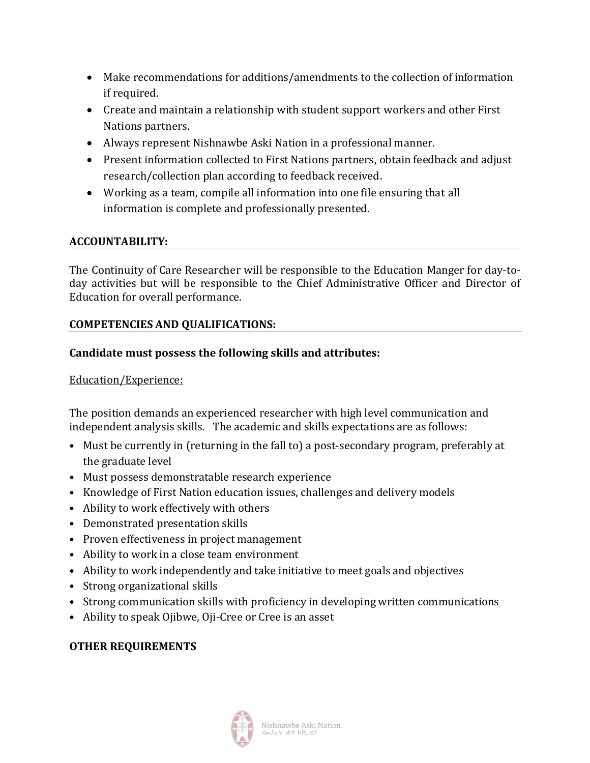- Make recommendations for additions/amendments to the collection of information if required.
- Create and maintain a relationship with student support workers and other First Nations partners.
- Always represent Nishnawbe Aski Nation in a professional manner.
- Present information collected to First Nations partners, obtain feedback and adjust research/collection plan according to feedback received.
- Working as a team, compile all information into one file ensuring that all information is complete and professionally presented.

## ACCOUNTABILITY:

The Continuity of Care Researcher will be responsible to the Education Manger for day-to-day activities but will be responsible to the Chief Administrative Officer and Director of Education for overall performance.

## COMPETENCIES AND QUALIFICATIONS:

**Candidate must possess the following skills and attributes:**

Education/Experience:

The position demands an experienced researcher with high level communication and independent analysis skills. The academic and skills expectations are as follows:

- Must be currently in (returning in the fall to) a post-secondary program, preferably at the graduate level
- Must possess demonstratable research experience
- Knowledge of First Nation education issues, challenges and delivery models
- Ability to work effectively with others
- Demonstrated presentation skills
- Proven effectiveness in project management
- Ability to work in a close team environment
- Ability to work independently and take initiative to meet goals and objectives
- Strong organizational skills
- Strong communication skills with proficiency in developing written communications
- Ability to speak Ojibwe, Oji-Cree or Cree is an asset

## OTHER REQUIREMENTS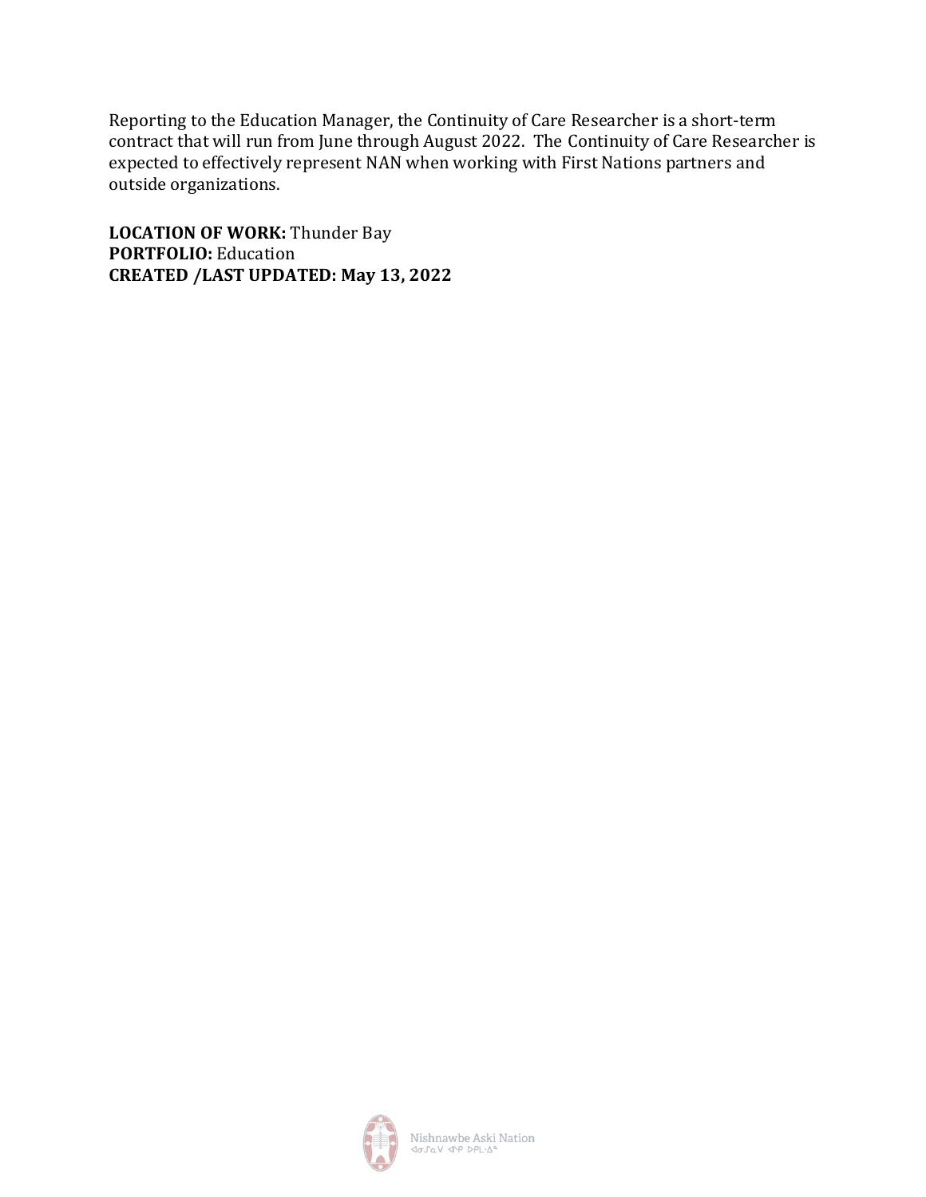Reporting to the Education Manager, the Continuity of Care Researcher is a short-term contract that will run from June through August 2022. The Continuity of Care Researcher is expected to effectively represent NAN when working with First Nations partners and outside organizations.

**LOCATION OF WORK:** Thunder Bay
**PORTFOLIO:** Education
**CREATED /LAST UPDATED: May 13, 2022**